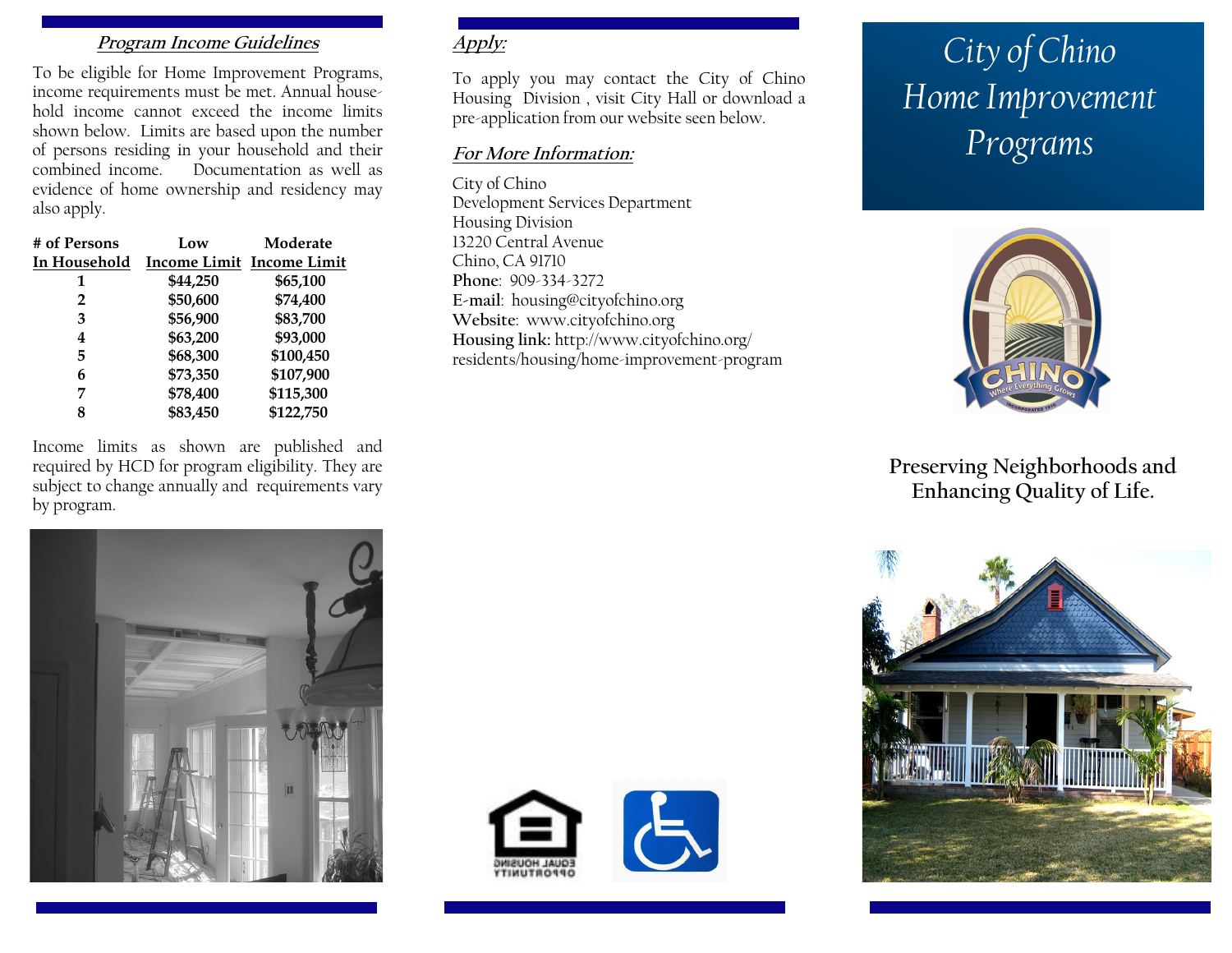## *Program Income Guidelines*

To be eligible for Home Improvement Programs, income requirements must be met. Annual household income cannot exceed the income limits shown below. Limits are based upon the number of persons residing in your household and their combined income. Documentation as well as evidence of home ownership and residency may also apply.

| # of Persons In Household | Low Income Limit | Moderate Income Limit |
|---|---|---|
| 1 | $44,250 | $65,100 |
| 2 | $50,600 | $74,400 |
| 3 | $56,900 | $83,700 |
| 4 | $63,200 | $93,000 |
| 5 | $68,300 | $100,450 |
| 6 | $73,350 | $107,900 |
| 7 | $78,400 | $115,300 |
| 8 | $83,450 | $122,750 |

Income limits as shown are published and required by HCD for program eligibility. They are subject to change annually and requirements vary by program.

## *Apply:*

To apply you may contact the City of Chino Housing Division , visit City Hall or download a pre-application from our website seen below.

## *For More Information:*

City of Chino
Development Services Department
Housing Division
13220 Central Avenue
Chino, CA 91710
**Phone**: 909-334-3272
**E-mail**: housing@cityofchino.org
**Website**: www.cityofchino.org
**Housing link:** http://www.cityofchino.org/residents/housing/home-improvement-program

# *City of Chino Home Improvement Programs*

**Preserving Neighborhoods and Enhancing Quality of Life.**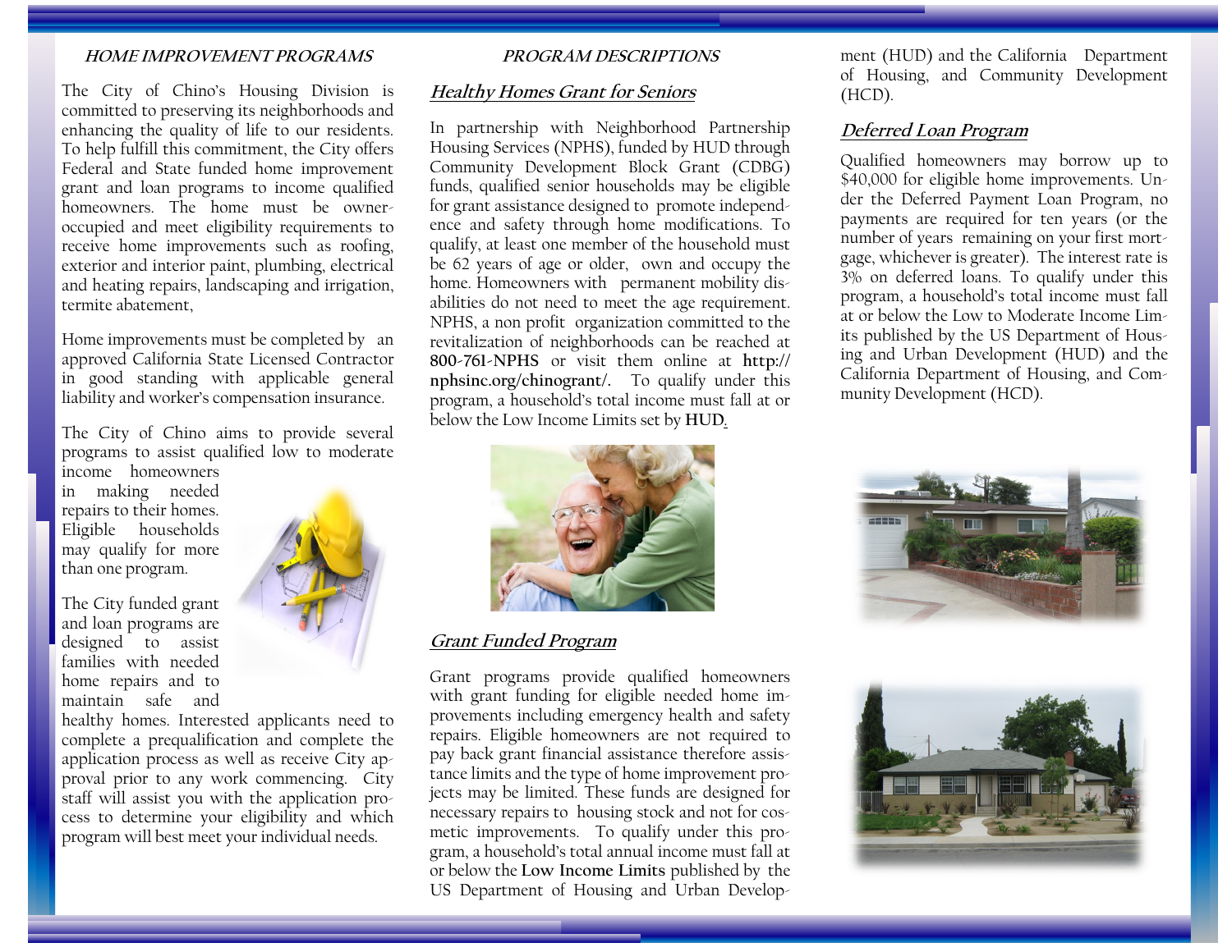## HOME IMPROVEMENT PROGRAMS

The City of Chino's Housing Division is committed to preserving its neighborhoods and enhancing the quality of life to our residents. To help fulfill this commitment, the City offers Federal and State funded home improvement grant and loan programs to income qualified homeowners. The home must be owner-occupied and meet eligibility requirements to receive home improvements such as roofing, exterior and interior paint, plumbing, electrical and heating repairs, landscaping and irrigation, termite abatement,

Home improvements must be completed by an approved California State Licensed Contractor in good standing with applicable general liability and worker's compensation insurance.

The City of Chino aims to provide several programs to assist qualified low to moderate income homeowners in making needed repairs to their homes. Eligible households may qualify for more than one program.

The City funded grant and loan programs are designed to assist families with needed home repairs and to maintain safe and healthy homes. Interested applicants need to complete a prequalification and complete the application process as well as receive City approval prior to any work commencing. City staff will assist you with the application process to determine your eligibility and which program will best meet your individual needs.

## PROGRAM DESCRIPTIONS

### Healthy Homes Grant for Seniors

In partnership with Neighborhood Partnership Housing Services (NPHS), funded by HUD through Community Development Block Grant (CDBG) funds, qualified senior households may be eligible for grant assistance designed to promote independence and safety through home modifications. To qualify, at least one member of the household must be 62 years of age or older, own and occupy the home. Homeowners with permanent mobility disabilities do not need to meet the age requirement. NPHS, a non profit organization committed to the revitalization of neighborhoods can be reached at **800-761-NPHS** or visit them online at **http://nphsinc.org/chinogrant/.** To qualify under this program, a household's total income must fall at or below the Low Income Limits set by **HUD**.

### Grant Funded Program

Grant programs provide qualified homeowners with grant funding for eligible needed home improvements including emergency health and safety repairs. Eligible homeowners are not required to pay back grant financial assistance therefore assistance limits and the type of home improvement projects may be limited. These funds are designed for necessary repairs to housing stock and not for cosmetic improvements. To qualify under this program, a household's total annual income must fall at or below the **Low Income Limits** published by the US Department of Housing and Urban Development (HUD) and the California Department of Housing, and Community Development (HCD).

### Deferred Loan Program

Qualified homeowners may borrow up to $40,000 for eligible home improvements. Under the Deferred Payment Loan Program, no payments are required for ten years (or the number of years remaining on your first mortgage, whichever is greater). The interest rate is 3% on deferred loans. To qualify under this program, a household's total income must fall at or below the Low to Moderate Income Limits published by the US Department of Housing and Urban Development (HUD) and the California Department of Housing, and Community Development (HCD).